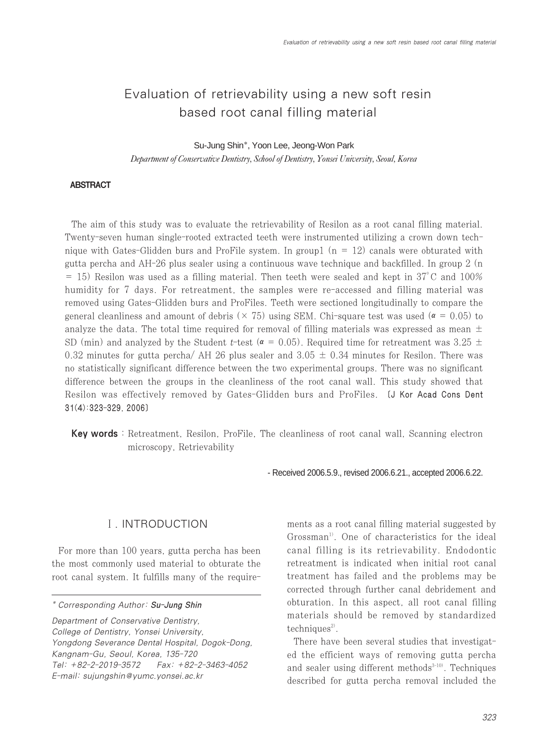# Evaluation of retrievability using a new soft resin based root canal filling material

Su-Jung Shin*, Yoon Lee, Jeong-Won Park

*Department of Conservative Dentistry, School of Dentistry, Yonsei University, Seoul, Korea*

## ABSTRACT

The aim of this study was to evaluate the retrievability of Resilon as a root canal filling material. Twenty-seven human single-rooted extracted teeth were instrumented utilizing a crown down technique with Gates-Glidden burs and ProFile system. In group1 (n = 12) canals were obturated with gutta percha and AH-26 plus sealer using a continuous wave technique and backfilled. In group 2 (n = 15) Resilon was used as a filling material. Then teeth were sealed and kept in 37°C and 100% humidity for 7 days. For retreatment, the samples were re-accessed and filling material was removed using Gates-Glidden burs and ProFiles. Teeth were sectioned longitudinally to compare the general cleanliness and amount of debris (× 75) using SEM. Chi-square test was used ($\alpha$ = 0.05) to analyze the data. The total time required for removal of filling materials was expressed as mean ± SD (min) and analyzed by the Student *t*-test ($\alpha$ = 0.05). Required time for retreatment was 3.25 ± 0.32 minutes for gutta percha/ AH 26 plus sealer and 3.05 ± 0.34 minutes for Resilon. There was no statistically significant difference between the two experimental groups. There was no significant difference between the groups in the cleanliness of the root canal wall. This study showed that Resilon was effectively removed by Gates-Glidden burs and ProFiles. [J Kor Acad Cons Dent 31(4):323-329, 2006]

**Key words** : Retreatment, Resilon, ProFile, The cleanliness of root canal wall, Scanning electron microscopy, Retrievability

- Received 2006.5.9., revised 2006.6.21., accepted 2006.6.22.

## Ⅰ. INTRODUCTION

For more than 100 years, gutta percha has been the most commonly used material to obturate the root canal system. It fulfills many of the requirements as a root canal filling material suggested by Grossman[1]. One of characteristics for the ideal canal filling is its retrievability. Endodontic retreatment is indicated when initial root canal treatment has failed and the problems may be corrected through further canal debridement and obturation. In this aspect, all root canal filling materials should be removed by standardized techniques[2].

There have been several studies that investigated the efficient ways of removing gutta percha and sealer using different methods[3-10]. Techniques described for gutta percha removal included the

---

* *Corresponding Author* : **Su-Jung Shin**

*Department of Conservative Dentistry,*
*College of Dentistry, Yonsei University,*
*Yongdong Severance Dental Hospital, Dogok-Dong,*
*Kangnam-Gu, Seoul, Korea, 135-720*
*Tel: +82-2-2019-3572 Fax: +82-2-3463-4052*
*E-mail: sujungshin@yumc.yonsei.ac.kr*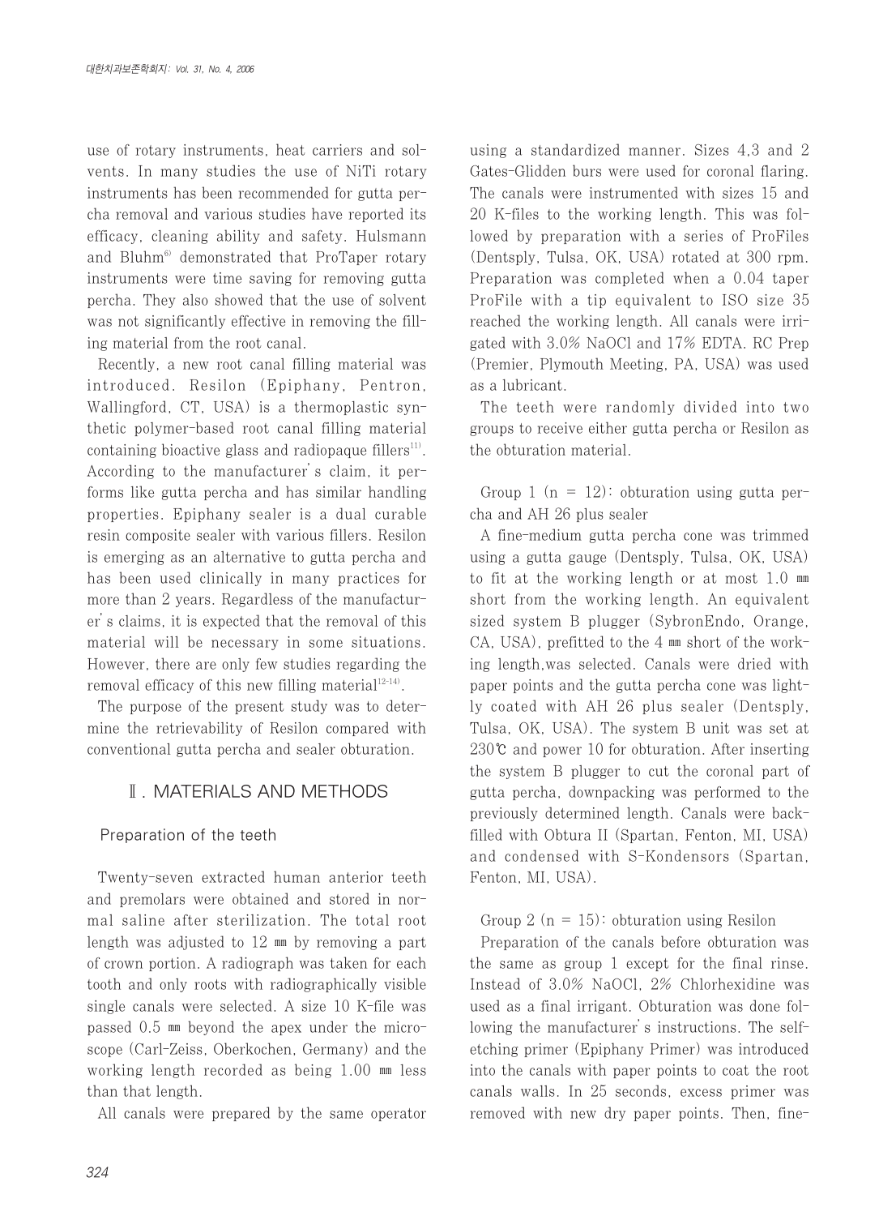use of rotary instruments, heat carriers and solvents. In many studies the use of NiTi rotary instruments has been recommended for gutta percha removal and various studies have reported its efficacy, cleaning ability and safety. Hulsmann and Bluhm[6] demonstrated that ProTaper rotary instruments were time saving for removing gutta percha. They also showed that the use of solvent was not significantly effective in removing the filling material from the root canal.

Recently, a new root canal filling material was introduced. Resilon (Epiphany, Pentron, Wallingford, CT, USA) is a thermoplastic synthetic polymer-based root canal filling material containing bioactive glass and radiopaque fillers[11]. According to the manufacturer's claim, it performs like gutta percha and has similar handling properties. Epiphany sealer is a dual curable resin composite sealer with various fillers. Resilon is emerging as an alternative to gutta percha and has been used clinically in many practices for more than 2 years. Regardless of the manufacturer's claims, it is expected that the removal of this material will be necessary in some situations. However, there are only few studies regarding the removal efficacy of this new filling material[12-14].

The purpose of the present study was to determine the retrievability of Resilon compared with conventional gutta percha and sealer obturation.

## Ⅱ. MATERIALS AND METHODS

### Preparation of the teeth

Twenty-seven extracted human anterior teeth and premolars were obtained and stored in normal saline after sterilization. The total root length was adjusted to 12 ㎜ by removing a part of crown portion. A radiograph was taken for each tooth and only roots with radiographically visible single canals were selected. A size 10 K-file was passed 0.5 ㎜ beyond the apex under the microscope (Carl-Zeiss, Oberkochen, Germany) and the working length recorded as being 1.00 ㎜ less than that length.

All canals were prepared by the same operator using a standardized manner. Sizes 4,3 and 2 Gates-Glidden burs were used for coronal flaring. The canals were instrumented with sizes 15 and 20 K-files to the working length. This was followed by preparation with a series of ProFiles (Dentsply, Tulsa, OK, USA) rotated at 300 rpm. Preparation was completed when a 0.04 taper ProFile with a tip equivalent to ISO size 35 reached the working length. All canals were irrigated with 3.0% NaOCl and 17% EDTA. RC Prep (Premier, Plymouth Meeting, PA, USA) was used as a lubricant.

The teeth were randomly divided into two groups to receive either gutta percha or Resilon as the obturation material.

Group 1 (n = 12): obturation using gutta percha and AH 26 plus sealer

A fine-medium gutta percha cone was trimmed using a gutta gauge (Dentsply, Tulsa, OK, USA) to fit at the working length or at most 1.0 ㎜ short from the working length. An equivalent sized system B plugger (SybronEndo, Orange, CA, USA), prefitted to the 4 ㎜ short of the working length,was selected. Canals were dried with paper points and the gutta percha cone was lightly coated with AH 26 plus sealer (Dentsply, Tulsa, OK, USA). The system B unit was set at 230℃ and power 10 for obturation. After inserting the system B plugger to cut the coronal part of gutta percha, downpacking was performed to the previously determined length. Canals were backfilled with Obtura II (Spartan, Fenton, MI, USA) and condensed with S-Kondensors (Spartan, Fenton, MI, USA).

Group 2 (n = 15): obturation using Resilon

Preparation of the canals before obturation was the same as group 1 except for the final rinse. Instead of 3.0% NaOCl, 2% Chlorhexidine was used as a final irrigant. Obturation was done following the manufacturer's instructions. The self-etching primer (Epiphany Primer) was introduced into the canals with paper points to coat the root canals walls. In 25 seconds, excess primer was removed with new dry paper points. Then, fine-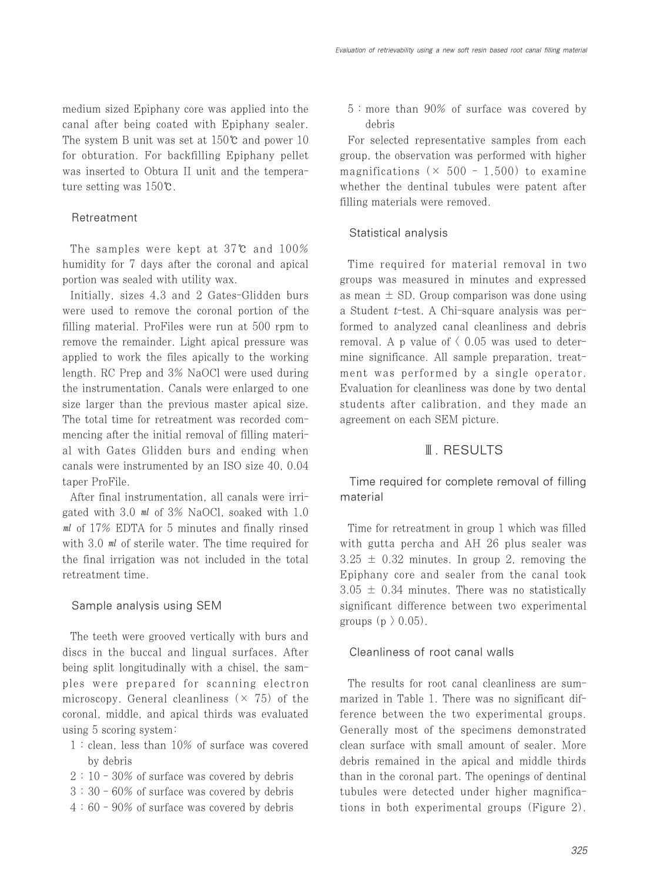medium sized Epiphany core was applied into the canal after being coated with Epiphany sealer. The system B unit was set at 150℃ and power 10 for obturation. For backfilling Epiphany pellet was inserted to Obtura II unit and the temperature setting was 150℃.

### Retreatment

The samples were kept at 37℃ and 100% humidity for 7 days after the coronal and apical portion was sealed with utility wax.

Initially, sizes 4,3 and 2 Gates-Glidden burs were used to remove the coronal portion of the filling material. ProFiles were run at 500 rpm to remove the remainder. Light apical pressure was applied to work the files apically to the working length. RC Prep and 3% NaOCl were used during the instrumentation. Canals were enlarged to one size larger than the previous master apical size. The total time for retreatment was recorded commencing after the initial removal of filling material with Gates Glidden burs and ending when canals were instrumented by an ISO size 40, 0.04 taper ProFile.

After final instrumentation, all canals were irrigated with 3.0 ㎖ of 3% NaOCl, soaked with 1.0 ㎖ of 17% EDTA for 5 minutes and finally rinsed with 3.0 ㎖ of sterile water. The time required for the final irrigation was not included in the total retreatment time.

### Sample analysis using SEM

The teeth were grooved vertically with burs and discs in the buccal and lingual surfaces. After being split longitudinally with a chisel, the samples were prepared for scanning electron microscopy. General cleanliness (× 75) of the coronal, middle, and apical thirds was evaluated using 5 scoring system:

1 : clean, less than 10% of surface was covered by debris
2 : 10 - 30% of surface was covered by debris
3 : 30 - 60% of surface was covered by debris
4 : 60 - 90% of surface was covered by debris
5 : more than 90% of surface was covered by debris

For selected representative samples from each group, the observation was performed with higher magnifications (× 500 - 1,500) to examine whether the dentinal tubules were patent after filling materials were removed.

### Statistical analysis

Time required for material removal in two groups was measured in minutes and expressed as mean ± SD. Group comparison was done using a Student *t*-test. A Chi-square analysis was performed to analyzed canal cleanliness and debris removal. A p value of $< 0.05$ was used to determine significance. All sample preparation, treatment was performed by a single operator. Evaluation for cleanliness was done by two dental students after calibration, and they made an agreement on each SEM picture.

## Ⅲ. RESULTS

### Time required for complete removal of filling material

Time for retreatment in group 1 which was filled with gutta percha and AH 26 plus sealer was 3.25 ± 0.32 minutes. In group 2, removing the Epiphany core and sealer from the canal took 3.05 ± 0.34 minutes. There was no statistically significant difference between two experimental groups ($p > 0.05$).

### Cleanliness of root canal walls

The results for root canal cleanliness are summarized in Table 1. There was no significant difference between the two experimental groups. Generally most of the specimens demonstrated clean surface with small amount of sealer. More debris remained in the apical and middle thirds than in the coronal part. The openings of dentinal tubules were detected under higher magnifications in both experimental groups (Figure 2).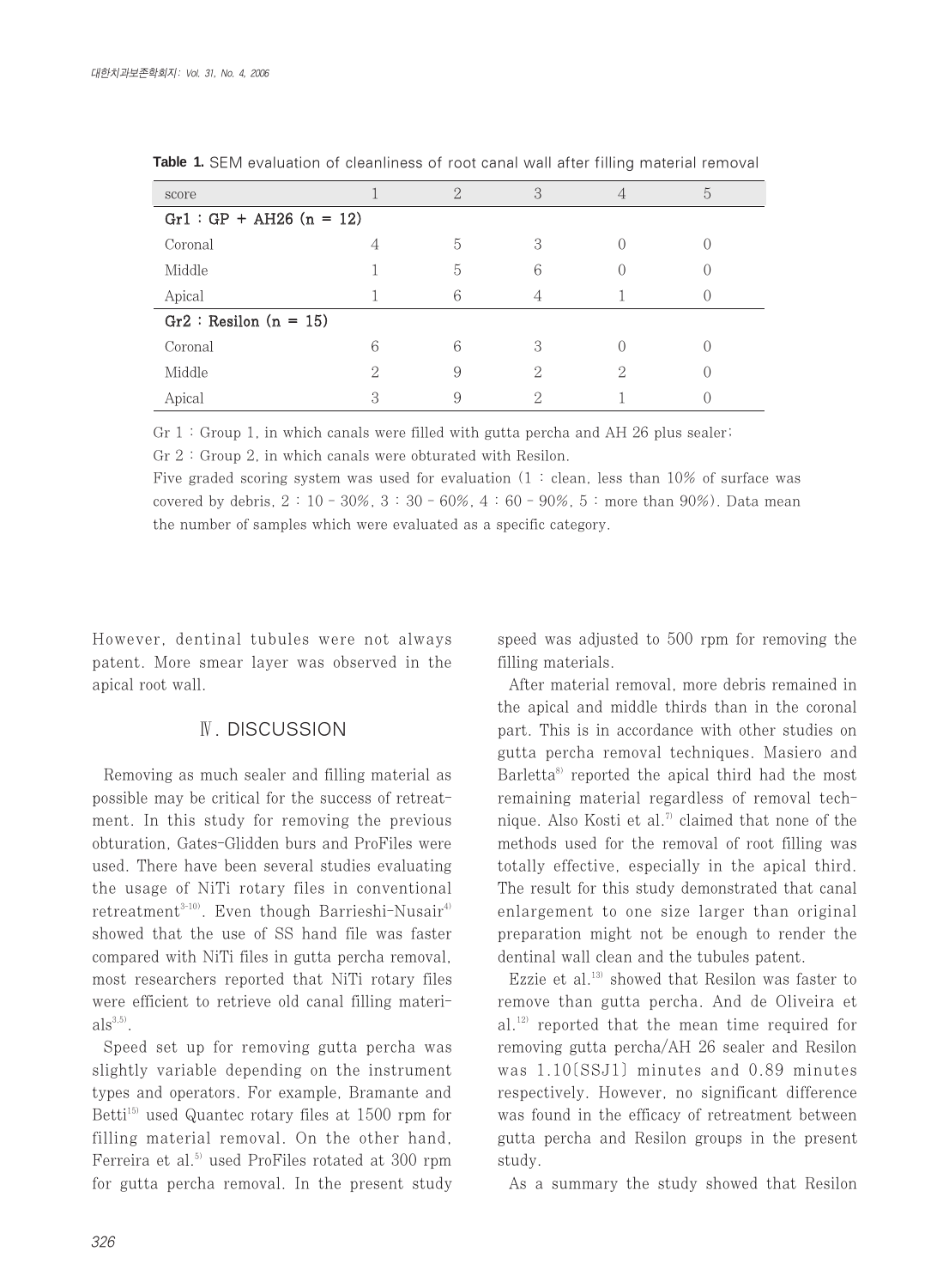**Table 1.** SEM evaluation of cleanliness of root canal wall after filling material removal

| score | 1 | 2 | 3 | 4 | 5 |
|---|---|---|---|---|---|
| **Gr1 : GP + AH26 (n = 12)** | | | | | |
| Coronal | 4 | 5 | 3 | 0 | 0 |
| Middle | 1 | 5 | 6 | 0 | 0 |
| Apical | 1 | 6 | 4 | 1 | 0 |
| **Gr2 : Resilon (n = 15)** | | | | | |
| Coronal | 6 | 6 | 3 | 0 | 0 |
| Middle | 2 | 9 | 2 | 2 | 0 |
| Apical | 3 | 9 | 2 | 1 | 0 |

Gr 1 : Group 1, in which canals were filled with gutta percha and AH 26 plus sealer;
Gr 2 : Group 2, in which canals were obturated with Resilon.
Five graded scoring system was used for evaluation (1 : clean, less than 10% of surface was covered by debris, 2 : 10 - 30%, 3 : 30 - 60%, 4 : 60 - 90%, 5 : more than 90%). Data mean the number of samples which were evaluated as a specific category.

However, dentinal tubules were not always patent. More smear layer was observed in the apical root wall.

## Ⅳ. DISCUSSION

Removing as much sealer and filling material as possible may be critical for the success of retreatment. In this study for removing the previous obturation, Gates-Glidden burs and ProFiles were used. There have been several studies evaluating the usage of NiTi rotary files in conventional retreatment[3-10]. Even though Barrieshi-Nusair[4] showed that the use of SS hand file was faster compared with NiTi files in gutta percha removal, most researchers reported that NiTi rotary files were efficient to retrieve old canal filling materials[3,5].

Speed set up for removing gutta percha was slightly variable depending on the instrument types and operators. For example, Bramante and Betti[15] used Quantec rotary files at 1500 rpm for filling material removal. On the other hand, Ferreira et al.[5] used ProFiles rotated at 300 rpm for gutta percha removal. In the present study speed was adjusted to 500 rpm for removing the filling materials.

After material removal, more debris remained in the apical and middle thirds than in the coronal part. This is in accordance with other studies on gutta percha removal techniques. Masiero and Barletta[8] reported the apical third had the most remaining material regardless of removal technique. Also Kosti et al.[7] claimed that none of the methods used for the removal of root filling was totally effective, especially in the apical third. The result for this study demonstrated that canal enlargement to one size larger than original preparation might not be enough to render the dentinal wall clean and the tubules patent.

Ezzie et al.[13] showed that Resilon was faster to remove than gutta percha. And de Oliveira et al.[12] reported that the mean time required for removing gutta percha/AH 26 sealer and Resilon was 1.10[SSJ1] minutes and 0.89 minutes respectively. However, no significant difference was found in the efficacy of retreatment between gutta percha and Resilon groups in the present study.

As a summary the study showed that Resilon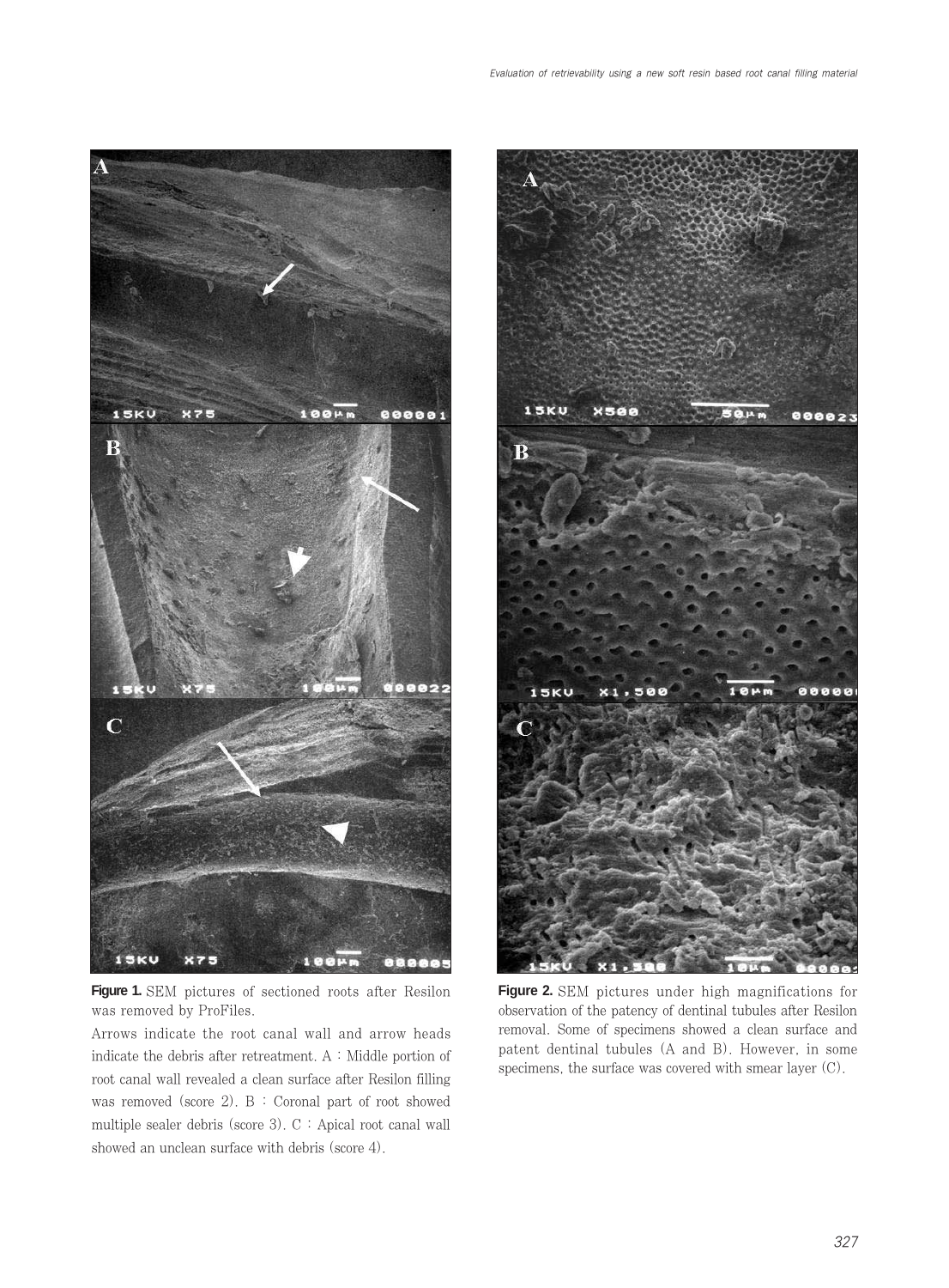**Figure 1.** SEM pictures of sectioned roots after Resilon was removed by ProFiles.

Arrows indicate the root canal wall and arrow heads indicate the debris after retreatment. A : Middle portion of root canal wall revealed a clean surface after Resilon filling was removed (score 2). B : Coronal part of root showed multiple sealer debris (score 3). C : Apical root canal wall showed an unclean surface with debris (score 4).

**Figure 2.** SEM pictures under high magnifications for observation of the patency of dentinal tubules after Resilon removal. Some of specimens showed a clean surface and patent dentinal tubules (A and B). However, in some specimens, the surface was covered with smear layer (C).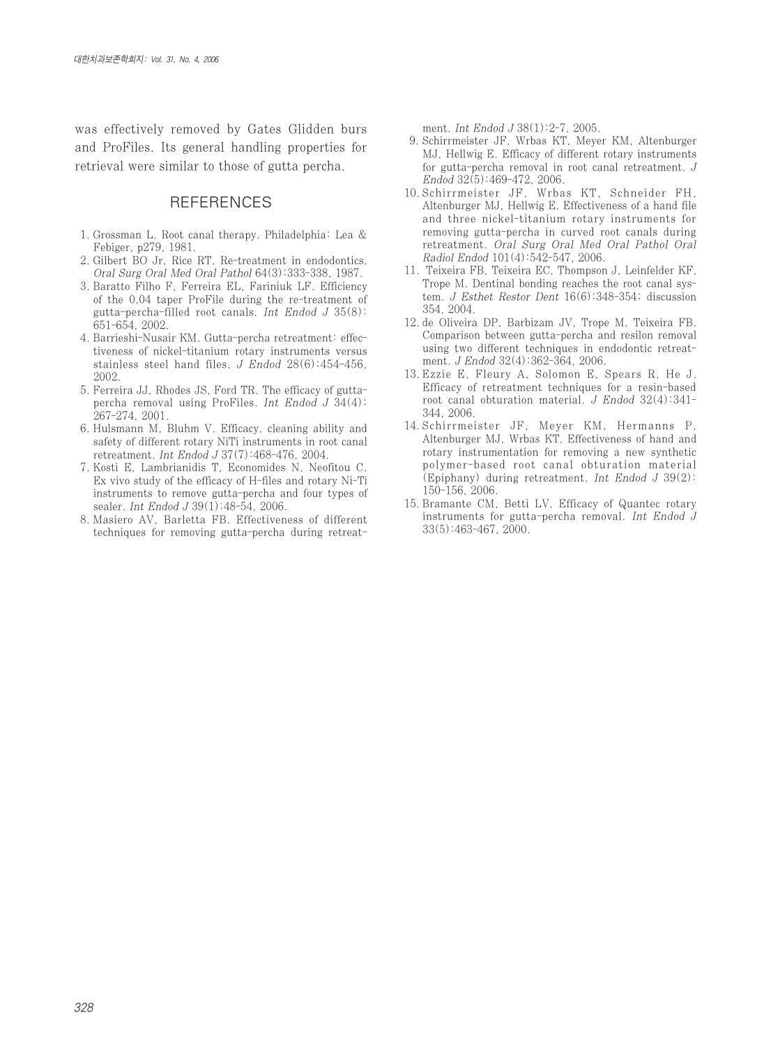was effectively removed by Gates Glidden burs and ProFiles. Its general handling properties for retrieval were similar to those of gutta percha.

## REFERENCES

1. Grossman L. Root canal therapy. Philadelphia: Lea & Febiger, p279, 1981.
2. Gilbert BO Jr, Rice RT. Re-treatment in endodontics. *Oral Surg Oral Med Oral Pathol* 64(3):333-338, 1987.
3. Baratto Filho F, Ferreira EL, Fariniuk LF. Efficiency of the 0.04 taper ProFile during the re-treatment of gutta-percha-filled root canals. *Int Endod J* 35(8): 651-654, 2002.
4. Barrieshi-Nusair KM. Gutta-percha retreatment: effectiveness of nickel-titanium rotary instruments versus stainless steel hand files. *J Endod* 28(6):454-456, 2002.
5. Ferreira JJ, Rhodes JS, Ford TR. The efficacy of gutta-percha removal using ProFiles. *Int Endod J* 34(4): 267-274, 2001.
6. Hulsmann M, Bluhm V. Efficacy, cleaning ability and safety of different rotary NiTi instruments in root canal retreatment. *Int Endod J* 37(7):468-476, 2004.
7. Kosti E, Lambrianidis T, Economides N, Neofitou C. Ex vivo study of the efficacy of H-files and rotary Ni-Ti instruments to remove gutta-percha and four types of sealer. *Int Endod J* 39(1):48-54, 2006.
8. Masiero AV, Barletta FB. Effectiveness of different techniques for removing gutta-percha during retreatment. *Int Endod J* 38(1):2-7, 2005.
9. Schirrmeister JF, Wrbas KT, Meyer KM, Altenburger MJ, Hellwig E. Efficacy of different rotary instruments for gutta-percha removal in root canal retreatment. *J Endod* 32(5):469-472, 2006.
10. Schirrmeister JF, Wrbas KT, Schneider FH, Altenburger MJ, Hellwig E. Effectiveness of a hand file and three nickel-titanium rotary instruments for removing gutta-percha in curved root canals during retreatment. *Oral Surg Oral Med Oral Pathol Oral Radiol Endod* 101(4):542-547, 2006.
11. Teixeira FB, Teixeira EC, Thompson J, Leinfelder KF, Trope M. Dentinal bonding reaches the root canal system. *J Esthet Restor Dent* 16(6):348-354; discussion 354, 2004.
12. de Oliveira DP, Barbizam JV, Trope M, Teixeira FB. Comparison between gutta-percha and resilon removal using two different techniques in endodontic retreatment. *J Endod* 32(4):362-364, 2006.
13. Ezzie E, Fleury A, Solomon E, Spears R, He J. Efficacy of retreatment techniques for a resin-based root canal obturation material. *J Endod* 32(4):341-344, 2006.
14. Schirrmeister JF, Meyer KM, Hermanns P, Altenburger MJ, Wrbas KT. Effectiveness of hand and rotary instrumentation for removing a new synthetic polymer-based root canal obturation material (Epiphany) during retreatment. *Int Endod J* 39(2): 150-156, 2006.
15. Bramante CM, Betti LV. Efficacy of Quantec rotary instruments for gutta-percha removal. *Int Endod J* 33(5):463-467, 2000.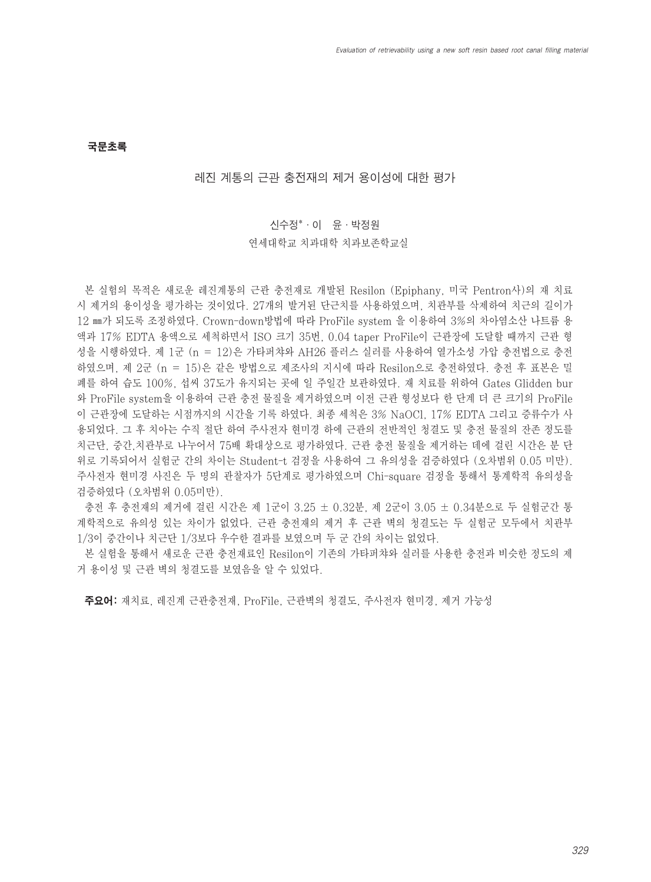**국문초록**

## 레진 계통의 근관 충전재의 제거 용이성에 대한 평가

신수정* · 이 윤 · 박정원

연세대학교 치과대학 치과보존학교실

본 실험의 목적은 새로운 레진계통의 근관 충전재로 개발된 Resilon (Epiphany, 미국 Pentron사)의 재 치료 시 제거의 용이성을 평가하는 것이었다. 27개의 발거된 단근치를 사용하였으며, 치관부를 삭제하여 치근의 길이가 12 ㎜가 되도록 조정하였다. Crown-down방법에 따라 ProFile system 을 이용하여 3%의 차아염소산 나트륨 용액과 17% EDTA 용액으로 세척하면서 ISO 크기 35번, 0.04 taper ProFile이 근관장에 도달할 때까지 근관 형성을 시행하였다. 제 1군 (n = 12)은 가타퍼챠와 AH26 플러스 실러를 사용하여 열가소성 가압 충전법으로 충전하였으며, 제 2군 (n = 15)은 같은 방법으로 제조사의 지시에 따라 Resilon으로 충전하였다. 충전 후 표본은 밀폐를 하여 습도 100%, 섭씨 37도가 유지되는 곳에 일 주일간 보관하였다. 재 치료를 위하여 Gates Glidden bur와 ProFile system을 이용하여 근관 충전 물질을 제거하였으며 이전 근관 형성보다 한 단계 더 큰 크기의 ProFile이 근관장에 도달하는 시점까지의 시간을 기록 하였다. 최종 세척은 3% NaOCl, 17% EDTA 그리고 증류수가 사용되었다. 그 후 치아는 수직 절단 하여 주사전자 현미경 하에 근관의 전반적인 청결도 및 충전 물질의 잔존 정도를 치근단, 중간,치관부로 나누어서 75배 확대상으로 평가하였다. 근관 충전 물질을 제거하는 데에 걸린 시간은 분 단위로 기록되어서 실험군 간의 차이는 Student-t 검정을 사용하여 그 유의성을 검증하였다 (오차범위 0.05 미만). 주사전자 현미경 사진은 두 명의 관찰자가 5단계로 평가하였으며 Chi-square 검정을 통해서 통계학적 유의성을 검증하였다 (오차범위 0.05미만).

충전 후 충전재의 제거에 걸린 시간은 제 1군이 3.25 ± 0.32분, 제 2군이 3.05 ± 0.34분으로 두 실험군간 통계학적으로 유의성 있는 차이가 없었다. 근관 충전재의 제거 후 근관 벽의 청결도는 두 실험군 모두에서 치관부 1/3이 중간이나 치근단 1/3보다 우수한 결과를 보였으며 두 군 간의 차이는 없었다.

본 실험을 통해서 새로운 근관 충전재료인 Resilon이 기존의 가타퍼챠와 실러를 사용한 충전과 비슷한 정도의 제거 용이성 및 근관 벽의 청결도를 보였음을 알 수 있었다.

**주요어:** 재치료, 레진계 근관충전재, ProFile, 근관벽의 청결도, 주사전자 현미경, 제거 가능성